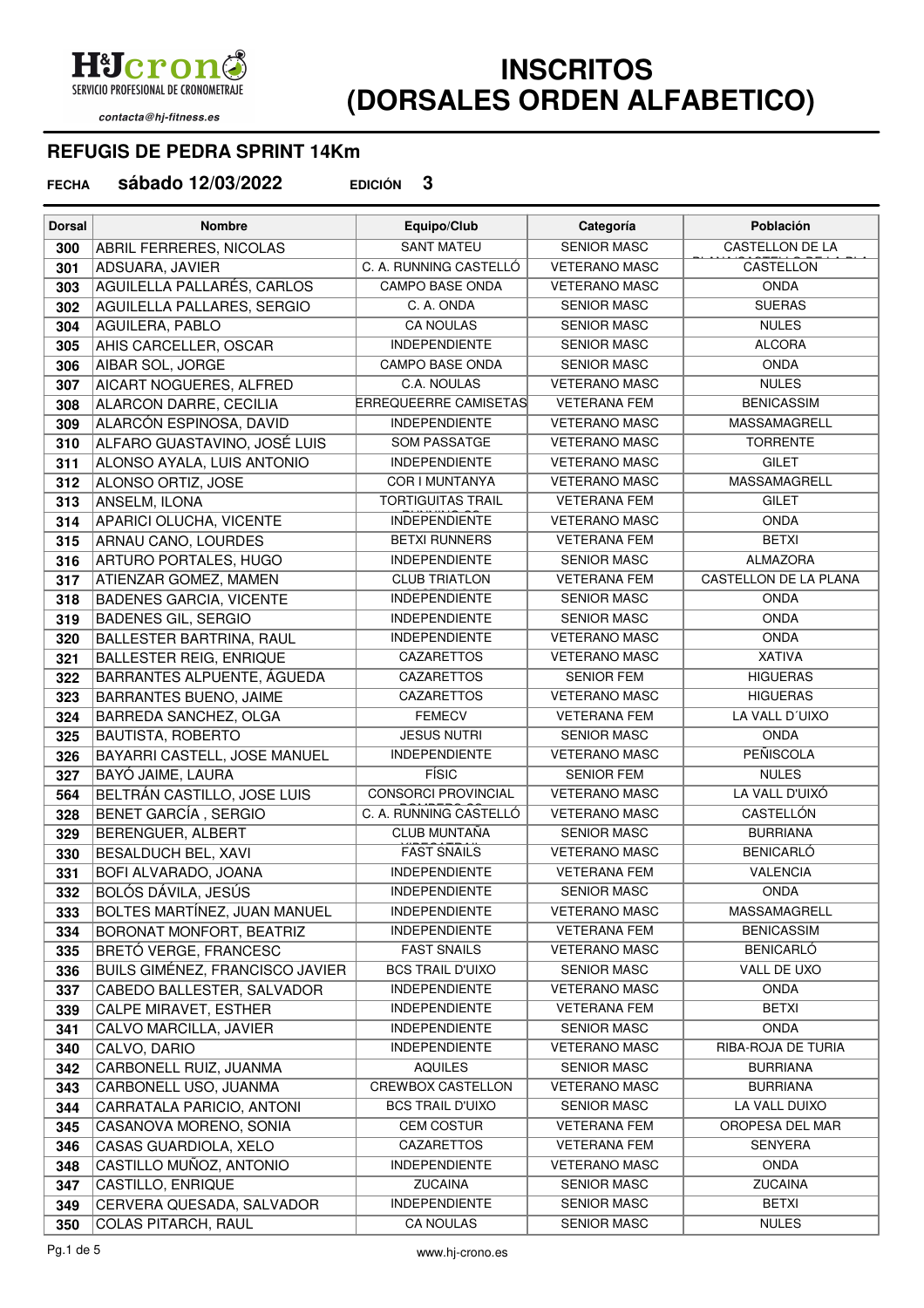# INSCRITOS (DORSALES ORDEN ALFABETICO)

H&Jcrono SERVICIO PROFESIONAL DE CRONOMETRAJE

*contacta@hj-fitness.es*

## REFUGIS DE PEDRA SPRINT 14Km

**FECHA** **sábado 12/03/2022** **EDICIÓN** **3**

| Dorsal | Nombre | Equipo/Club | Categoría | Población |
|---|---|---|---|---|
| 300 | ABRIL FERRERES, NICOLAS | SANT MATEU | SENIOR MASC | CASTELLON DE LA |
| 301 | ADSUARA, JAVIER | C. A. RUNNING CASTELLÓ | VETERANO MASC | CASTELLON |
| 303 | AGUILELLA PALLARÉS, CARLOS | CAMPO BASE ONDA | VETERANO MASC | ONDA |
| 302 | AGUILELLA PALLARES, SERGIO | C. A. ONDA | SENIOR MASC | SUERAS |
| 304 | AGUILERA, PABLO | CA NOULAS | SENIOR MASC | NULES |
| 305 | AHIS CARCELLER, OSCAR | INDEPENDIENTE | SENIOR MASC | ALCORA |
| 306 | AIBAR SOL, JORGE | CAMPO BASE ONDA | SENIOR MASC | ONDA |
| 307 | AICART NOGUERES, ALFRED | C.A. NOULAS | VETERANO MASC | NULES |
| 308 | ALARCON DARRE, CECILIA | ERREQUEERRE CAMISETAS | VETERANA FEM | BENICASSIM |
| 309 | ALARCÓN ESPINOSA, DAVID | INDEPENDIENTE | VETERANO MASC | MASSAMAGRELL |
| 310 | ALFARO GUASTAVINO, JOSÉ LUIS | SOM PASSATGE | VETERANO MASC | TORRENTE |
| 311 | ALONSO AYALA, LUIS ANTONIO | INDEPENDIENTE | VETERANO MASC | GILET |
| 312 | ALONSO ORTIZ, JOSE | COR I MUNTANYA | VETERANO MASC | MASSAMAGRELL |
| 313 | ANSELM, ILONA | TORTIGUITAS TRAIL | VETERANA FEM | GILET |
| 314 | APARICI OLUCHA, VICENTE | INDEPENDIENTE | VETERANO MASC | ONDA |
| 315 | ARNAU CANO, LOURDES | BETXI RUNNERS | VETERANA FEM | BETXI |
| 316 | ARTURO PORTALES, HUGO | INDEPENDIENTE | SENIOR MASC | ALMAZORA |
| 317 | ATIENZAR GOMEZ, MAMEN | CLUB TRIATLON | VETERANA FEM | CASTELLON DE LA PLANA |
| 318 | BADENES GARCIA, VICENTE | INDEPENDIENTE | SENIOR MASC | ONDA |
| 319 | BADENES GIL, SERGIO | INDEPENDIENTE | SENIOR MASC | ONDA |
| 320 | BALLESTER BARTRINA, RAUL | INDEPENDIENTE | VETERANO MASC | ONDA |
| 321 | BALLESTER REIG, ENRIQUE | CAZARETTOS | VETERANO MASC | XATIVA |
| 322 | BARRANTES ALPUENTE, ÁGUEDA | CAZARETTOS | SENIOR FEM | HIGUERAS |
| 323 | BARRANTES BUENO, JAIME | CAZARETTOS | VETERANO MASC | HIGUERAS |
| 324 | BARREDA SANCHEZ, OLGA | FEMECV | VETERANA FEM | LA VALL D´UIXO |
| 325 | BAUTISTA, ROBERTO | JESUS NUTRI | SENIOR MASC | ONDA |
| 326 | BAYARRI CASTELL, JOSE MANUEL | INDEPENDIENTE | VETERANO MASC | PEÑISCOLA |
| 327 | BAYÓ JAIME, LAURA | FÍSIC | SENIOR FEM | NULES |
| 564 | BELTRÁN CASTILLO, JOSE LUIS | CONSORCI PROVINCIAL | VETERANO MASC | LA VALL D'UIXÓ |
| 328 | BENET GARCÍA , SERGIO | C. A. RUNNING CASTELLÓ | VETERANO MASC | CASTELLÓN |
| 329 | BERENGUER, ALBERT | CLUB MUNTAÑA | SENIOR MASC | BURRIANA |
| 330 | BESALDUCH BEL, XAVI | FAST SNAILS | VETERANO MASC | BENICARLÓ |
| 331 | BOFI ALVARADO, JOANA | INDEPENDIENTE | VETERANA FEM | VALENCIA |
| 332 | BOLÓS DÁVILA, JESÚS | INDEPENDIENTE | SENIOR MASC | ONDA |
| 333 | BOLTES MARTÍNEZ, JUAN MANUEL | INDEPENDIENTE | VETERANO MASC | MASSAMAGRELL |
| 334 | BORONAT MONFORT, BEATRIZ | INDEPENDIENTE | VETERANA FEM | BENICASSIM |
| 335 | BRETÓ VERGE, FRANCESC | FAST SNAILS | VETERANO MASC | BENICARLÓ |
| 336 | BUILS GIMÉNEZ, FRANCISCO JAVIER | BCS TRAIL D'UIXO | SENIOR MASC | VALL DE UXO |
| 337 | CABEDO BALLESTER, SALVADOR | INDEPENDIENTE | VETERANO MASC | ONDA |
| 339 | CALPE MIRAVET, ESTHER | INDEPENDIENTE | VETERANA FEM | BETXI |
| 341 | CALVO MARCILLA, JAVIER | INDEPENDIENTE | SENIOR MASC | ONDA |
| 340 | CALVO, DARIO | INDEPENDIENTE | VETERANO MASC | RIBA-ROJA DE TURIA |
| 342 | CARBONELL RUIZ, JUANMA | AQUILES | SENIOR MASC | BURRIANA |
| 343 | CARBONELL USO, JUANMA | CREWBOX CASTELLON | VETERANO MASC | BURRIANA |
| 344 | CARRATALA PARICIO, ANTONI | BCS TRAIL D'UIXO | SENIOR MASC | LA VALL DUIXO |
| 345 | CASANOVA MORENO, SONIA | CEM COSTUR | VETERANA FEM | OROPESA DEL MAR |
| 346 | CASAS GUARDIOLA, XELO | CAZARETTOS | VETERANA FEM | SENYERA |
| 348 | CASTILLO MUÑOZ, ANTONIO | INDEPENDIENTE | VETERANO MASC | ONDA |
| 347 | CASTILLO, ENRIQUE | ZUCAINA | SENIOR MASC | ZUCAINA |
| 349 | CERVERA QUESADA, SALVADOR | INDEPENDIENTE | SENIOR MASC | BETXI |
| 350 | COLAS PITARCH, RAUL | CA NOULAS | SENIOR MASC | NULES |

www.hj-crono.es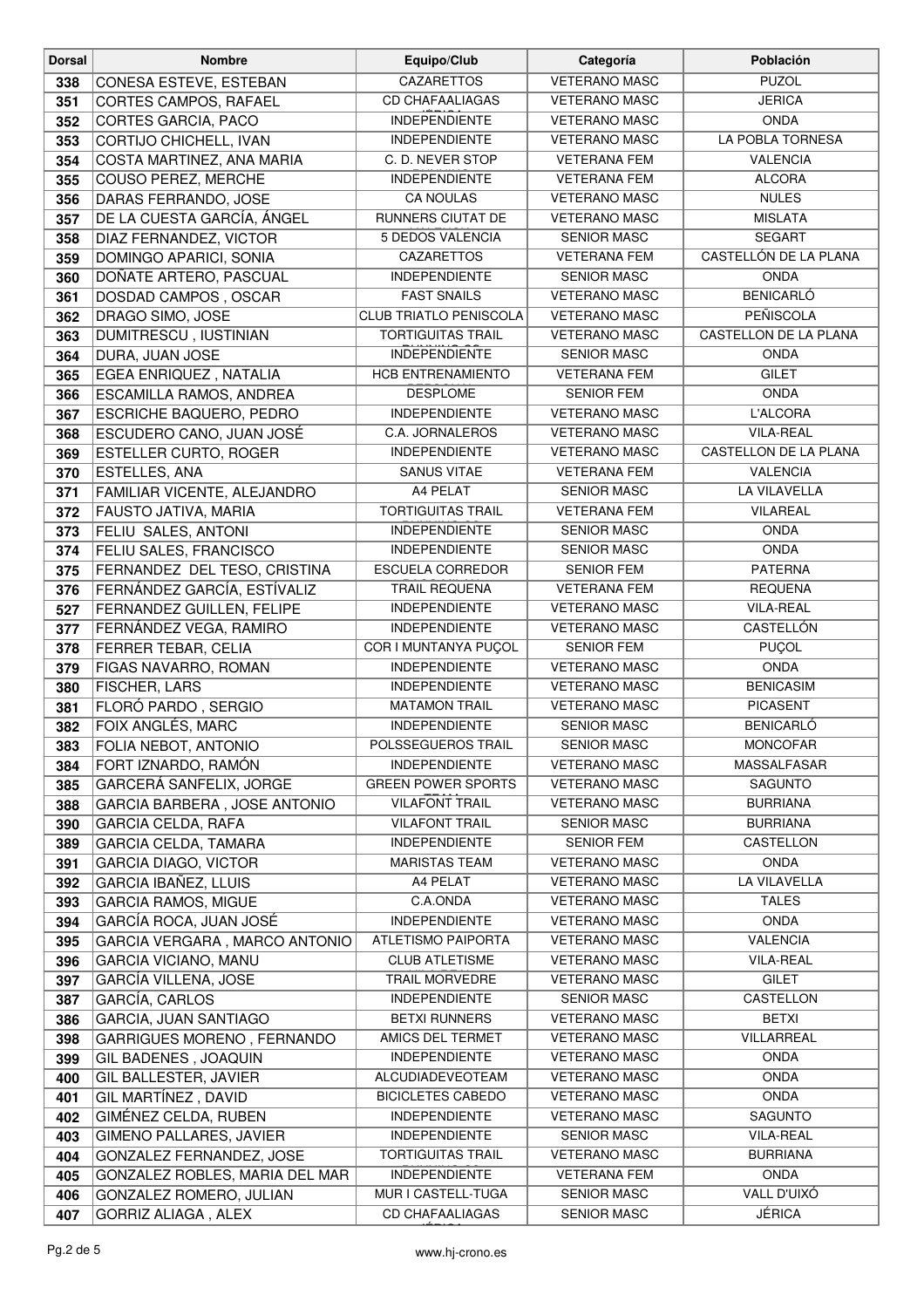| Dorsal | Nombre | Equipo/Club | Categoría | Población |
|---|---|---|---|---|
| 338 | CONESA ESTEVE, ESTEBAN | CAZARETTOS | VETERANO MASC | PUZOL |
| 351 | CORTES CAMPOS, RAFAEL | CD CHAFAALIAGAS | VETERANO MASC | JERICA |
| 352 | CORTES GARCIA, PACO | INDEPENDIENTE | VETERANO MASC | ONDA |
| 353 | CORTIJO CHICHELL, IVAN | INDEPENDIENTE | VETERANO MASC | LA POBLA TORNESA |
| 354 | COSTA MARTINEZ, ANA MARIA | C. D. NEVER STOP | VETERANA FEM | VALENCIA |
| 355 | COUSO PEREZ, MERCHE | INDEPENDIENTE | VETERANA FEM | ALCORA |
| 356 | DARAS FERRANDO, JOSE | CA NOULAS | VETERANO MASC | NULES |
| 357 | DE LA CUESTA GARCÍA, ÁNGEL | RUNNERS CIUTAT DE | VETERANO MASC | MISLATA |
| 358 | DIAZ FERNANDEZ, VICTOR | 5 DEDOS VALENCIA | SENIOR MASC | SEGART |
| 359 | DOMINGO APARICI, SONIA | CAZARETTOS | VETERANA FEM | CASTELLÓN DE LA PLANA |
| 360 | DOÑATE ARTERO, PASCUAL | INDEPENDIENTE | SENIOR MASC | ONDA |
| 361 | DOSDAD CAMPOS , OSCAR | FAST SNAILS | VETERANO MASC | BENICARLÓ |
| 362 | DRAGO SIMO, JOSE | CLUB TRIATLO PENISCOLA | VETERANO MASC | PEÑISCOLA |
| 363 | DUMITRESCU , IUSTINIAN | TORTIGUITAS TRAIL | VETERANO MASC | CASTELLON DE LA PLANA |
| 364 | DURA, JUAN JOSE | INDEPENDIENTE | SENIOR MASC | ONDA |
| 365 | EGEA ENRIQUEZ , NATALIA | HCB ENTRENAMIENTO | VETERANA FEM | GILET |
| 366 | ESCAMILLA RAMOS, ANDREA | DESPLOME | SENIOR FEM | ONDA |
| 367 | ESCRICHE BAQUERO, PEDRO | INDEPENDIENTE | VETERANO MASC | L'ALCORA |
| 368 | ESCUDERO CANO, JUAN JOSÉ | C.A. JORNALEROS | VETERANO MASC | VILA-REAL |
| 369 | ESTELLER CURTO, ROGER | INDEPENDIENTE | VETERANO MASC | CASTELLON DE LA PLANA |
| 370 | ESTELLES, ANA | SANUS VITAE | VETERANA FEM | VALENCIA |
| 371 | FAMILIAR VICENTE, ALEJANDRO | A4 PELAT | SENIOR MASC | LA VILAVELLA |
| 372 | FAUSTO JATIVA, MARIA | TORTIGUITAS TRAIL | VETERANA FEM | VILAREAL |
| 373 | FELIU SALES, ANTONI | INDEPENDIENTE | SENIOR MASC | ONDA |
| 374 | FELIU SALES, FRANCISCO | INDEPENDIENTE | SENIOR MASC | ONDA |
| 375 | FERNANDEZ DEL TESO, CRISTINA | ESCUELA CORREDOR | SENIOR FEM | PATERNA |
| 376 | FERNÁNDEZ GARCÍA, ESTÍVALIZ | TRAIL REQUENA | VETERANA FEM | REQUENA |
| 527 | FERNANDEZ GUILLEN, FELIPE | INDEPENDIENTE | VETERANO MASC | VILA-REAL |
| 377 | FERNÁNDEZ VEGA, RAMIRO | INDEPENDIENTE | VETERANO MASC | CASTELLÓN |
| 378 | FERRER TEBAR, CELIA | COR I MUNTANYA PUÇOL | SENIOR FEM | PUÇOL |
| 379 | FIGAS NAVARRO, ROMAN | INDEPENDIENTE | VETERANO MASC | ONDA |
| 380 | FISCHER, LARS | INDEPENDIENTE | VETERANO MASC | BENICASIM |
| 381 | FLORÓ PARDO , SERGIO | MATAMON TRAIL | VETERANO MASC | PICASENT |
| 382 | FOIX ANGLÉS, MARC | INDEPENDIENTE | SENIOR MASC | BENICARLÓ |
| 383 | FOLIA NEBOT, ANTONIO | POLSSEGUEROS TRAIL | SENIOR MASC | MONCOFAR |
| 384 | FORT IZNARDO, RAMÓN | INDEPENDIENTE | VETERANO MASC | MASSALFASAR |
| 385 | GARCERÁ SANFELIX, JORGE | GREEN POWER SPORTS | VETERANO MASC | SAGUNTO |
| 388 | GARCIA BARBERA , JOSE ANTONIO | VILAFONT TRAIL | VETERANO MASC | BURRIANA |
| 390 | GARCIA CELDA, RAFA | VILAFONT TRAIL | SENIOR MASC | BURRIANA |
| 389 | GARCIA CELDA, TAMARA | INDEPENDIENTE | SENIOR FEM | CASTELLON |
| 391 | GARCIA DIAGO, VICTOR | MARISTAS TEAM | VETERANO MASC | ONDA |
| 392 | GARCIA IBAÑEZ, LLUIS | A4 PELAT | VETERANO MASC | LA VILAVELLA |
| 393 | GARCIA RAMOS, MIGUE | C.A.ONDA | VETERANO MASC | TALES |
| 394 | GARCÍA ROCA, JUAN JOSÉ | INDEPENDIENTE | VETERANO MASC | ONDA |
| 395 | GARCIA VERGARA , MARCO ANTONIO | ATLETISMO PAIPORTA | VETERANO MASC | VALENCIA |
| 396 | GARCIA VICIANO, MANU | CLUB ATLETISME | VETERANO MASC | VILA-REAL |
| 397 | GARCÍA VILLENA, JOSE | TRAIL MORVEDRE | VETERANO MASC | GILET |
| 387 | GARCÍA, CARLOS | INDEPENDIENTE | SENIOR MASC | CASTELLON |
| 386 | GARCIA, JUAN SANTIAGO | BETXI RUNNERS | VETERANO MASC | BETXI |
| 398 | GARRIGUES MORENO , FERNANDO | AMICS DEL TERMET | VETERANO MASC | VILLARREAL |
| 399 | GIL BADENES , JOAQUIN | INDEPENDIENTE | VETERANO MASC | ONDA |
| 400 | GIL BALLESTER, JAVIER | ALCUDIADEVEOTEAM | VETERANO MASC | ONDA |
| 401 | GIL MARTÍNEZ , DAVID | BICICLETES CABEDO | VETERANO MASC | ONDA |
| 402 | GIMÉNEZ CELDA, RUBEN | INDEPENDIENTE | VETERANO MASC | SAGUNTO |
| 403 | GIMENO PALLARES, JAVIER | INDEPENDIENTE | SENIOR MASC | VILA-REAL |
| 404 | GONZALEZ FERNANDEZ, JOSE | TORTIGUITAS TRAIL | VETERANO MASC | BURRIANA |
| 405 | GONZALEZ ROBLES, MARIA DEL MAR | INDEPENDIENTE | VETERANA FEM | ONDA |
| 406 | GONZALEZ ROMERO, JULIAN | MUR I CASTELL-TUGA | SENIOR MASC | VALL D'UIXÓ |
| 407 | GORRIZ ALIAGA , ALEX | CD CHAFAALIAGAS | SENIOR MASC | JÉRICA |

www.hj-crono.es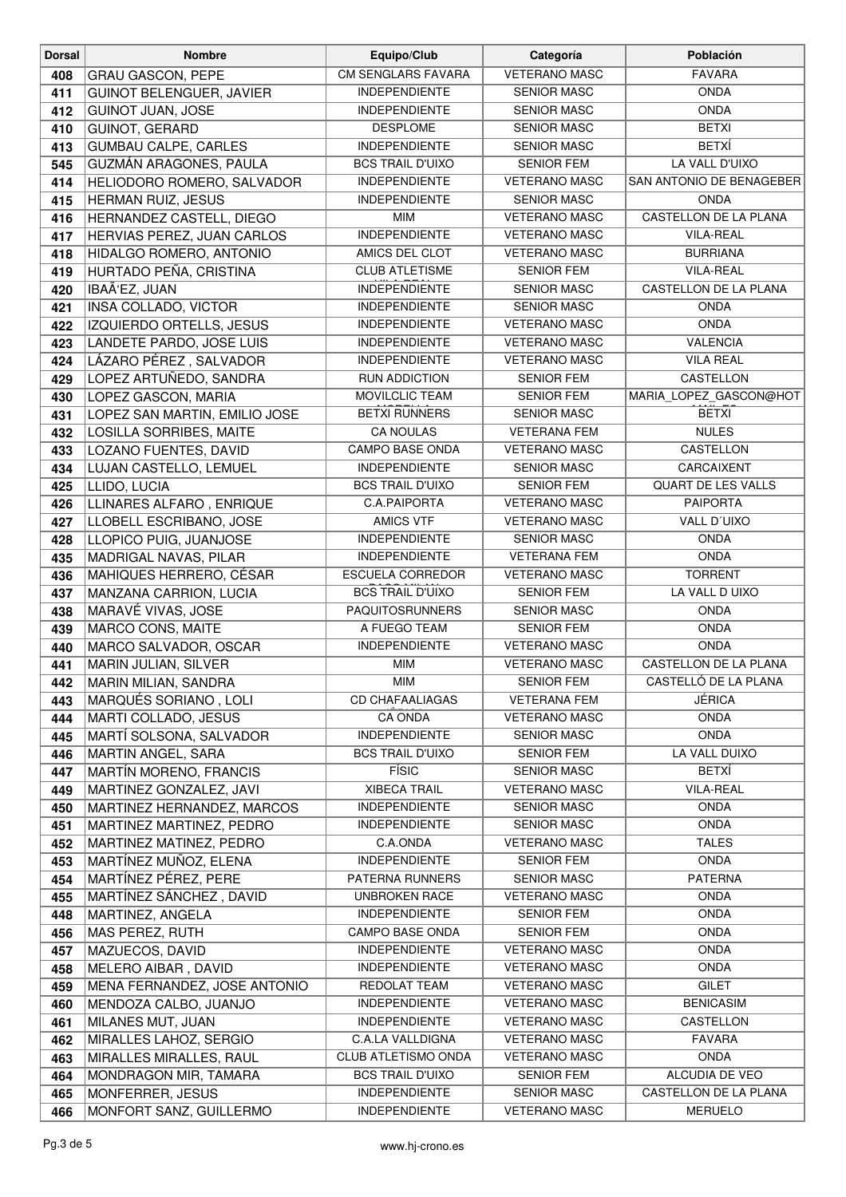| Dorsal | Nombre | Equipo/Club | Categoría | Población |
|---|---|---|---|---|
| 408 | GRAU GASCON, PEPE | CM SENGLARS FAVARA | VETERANO MASC | FAVARA |
| 411 | GUINOT BELENGUER, JAVIER | INDEPENDIENTE | SENIOR MASC | ONDA |
| 412 | GUINOT JUAN, JOSE | INDEPENDIENTE | SENIOR MASC | ONDA |
| 410 | GUINOT, GERARD | DESPLOME | SENIOR MASC | BETXI |
| 413 | GUMBAU CALPE, CARLES | INDEPENDIENTE | SENIOR MASC | BETXÍ |
| 545 | GUZMÁN ARAGONES, PAULA | BCS TRAIL D'UIXO | SENIOR FEM | LA VALL D'UIXO |
| 414 | HELIODORO ROMERO, SALVADOR | INDEPENDIENTE | VETERANO MASC | SAN ANTONIO DE BENAGEBER |
| 415 | HERMAN RUIZ, JESUS | INDEPENDIENTE | SENIOR MASC | ONDA |
| 416 | HERNANDEZ CASTELL, DIEGO | MIM | VETERANO MASC | CASTELLON DE LA PLANA |
| 417 | HERVIAS PEREZ, JUAN CARLOS | INDEPENDIENTE | VETERANO MASC | VILA-REAL |
| 418 | HIDALGO ROMERO, ANTONIO | AMICS DEL CLOT | VETERANO MASC | BURRIANA |
| 419 | HURTADO PEÑA, CRISTINA | CLUB ATLETISME | SENIOR FEM | VILA-REAL |
| 420 | IBAÃ'EZ, JUAN | INDEPENDIENTE | SENIOR MASC | CASTELLON DE LA PLANA |
| 421 | INSA COLLADO, VICTOR | INDEPENDIENTE | SENIOR MASC | ONDA |
| 422 | IZQUIERDO ORTELLS, JESUS | INDEPENDIENTE | VETERANO MASC | ONDA |
| 423 | LANDETE PARDO, JOSE LUIS | INDEPENDIENTE | VETERANO MASC | VALENCIA |
| 424 | LÁZARO PÉREZ , SALVADOR | INDEPENDIENTE | VETERANO MASC | VILA REAL |
| 429 | LOPEZ ARTUÑEDO, SANDRA | RUN ADDICTION | SENIOR FEM | CASTELLON |
| 430 | LOPEZ GASCON, MARIA | MOVILCLIC TEAM | SENIOR FEM | MARIA_LOPEZ_GASCON@HOT |
| 431 | LOPEZ SAN MARTIN, EMILIO JOSE | BETXI RUNNERS | SENIOR MASC | BETXI |
| 432 | LOSILLA SORRIBES, MAITE | CA NOULAS | VETERANA FEM | NULES |
| 433 | LOZANO FUENTES, DAVID | CAMPO BASE ONDA | VETERANO MASC | CASTELLON |
| 434 | LUJAN CASTELLO, LEMUEL | INDEPENDIENTE | SENIOR MASC | CARCAIXENT |
| 425 | LLIDO, LUCIA | BCS TRAIL D'UIXO | SENIOR FEM | QUART DE LES VALLS |
| 426 | LLINARES ALFARO , ENRIQUE | C.A.PAIPORTA | VETERANO MASC | PAIPORTA |
| 427 | LLOBELL ESCRIBANO, JOSE | AMICS VTF | VETERANO MASC | VALL D´UIXO |
| 428 | LLOPICO PUIG, JUANJOSE | INDEPENDIENTE | SENIOR MASC | ONDA |
| 435 | MADRIGAL NAVAS, PILAR | INDEPENDIENTE | VETERANA FEM | ONDA |
| 436 | MAHIQUES HERRERO, CÉSAR | ESCUELA CORREDOR | VETERANO MASC | TORRENT |
| 437 | MANZANA CARRION, LUCIA | BCS TRAIL D'UIXO | SENIOR FEM | LA VALL D UIXO |
| 438 | MARAVÉ VIVAS, JOSE | PAQUITOSRUNNERS | SENIOR MASC | ONDA |
| 439 | MARCO CONS, MAITE | A FUEGO TEAM | SENIOR FEM | ONDA |
| 440 | MARCO SALVADOR, OSCAR | INDEPENDIENTE | VETERANO MASC | ONDA |
| 441 | MARIN JULIAN, SILVER | MIM | VETERANO MASC | CASTELLON DE LA PLANA |
| 442 | MARIN MILIAN, SANDRA | MIM | SENIOR FEM | CASTELLÓ DE LA PLANA |
| 443 | MARQUÉS SORIANO , LOLI | CD CHAFAALIAGAS | VETERANA FEM | JÉRICA |
| 444 | MARTI COLLADO, JESUS | CA ONDA | VETERANO MASC | ONDA |
| 445 | MARTÍ SOLSONA, SALVADOR | INDEPENDIENTE | SENIOR MASC | ONDA |
| 446 | MARTIN ANGEL, SARA | BCS TRAIL D'UIXO | SENIOR FEM | LA VALL DUIXO |
| 447 | MARTÍN MORENO, FRANCIS | FÍSIC | SENIOR MASC | BETXÍ |
| 449 | MARTINEZ GONZALEZ, JAVI | XIBECA TRAIL | VETERANO MASC | VILA-REAL |
| 450 | MARTINEZ HERNANDEZ, MARCOS | INDEPENDIENTE | SENIOR MASC | ONDA |
| 451 | MARTINEZ MARTINEZ, PEDRO | INDEPENDIENTE | SENIOR MASC | ONDA |
| 452 | MARTINEZ MATINEZ, PEDRO | C.A.ONDA | VETERANO MASC | TALES |
| 453 | MARTÍNEZ MUÑOZ, ELENA | INDEPENDIENTE | SENIOR FEM | ONDA |
| 454 | MARTÍNEZ PÉREZ, PERE | PATERNA RUNNERS | SENIOR MASC | PATERNA |
| 455 | MARTÍNEZ SÁNCHEZ , DAVID | UNBROKEN RACE | VETERANO MASC | ONDA |
| 448 | MARTINEZ, ANGELA | INDEPENDIENTE | SENIOR FEM | ONDA |
| 456 | MAS PEREZ, RUTH | CAMPO BASE ONDA | SENIOR FEM | ONDA |
| 457 | MAZUECOS, DAVID | INDEPENDIENTE | VETERANO MASC | ONDA |
| 458 | MELERO AIBAR , DAVID | INDEPENDIENTE | VETERANO MASC | ONDA |
| 459 | MENA FERNANDEZ, JOSE ANTONIO | REDOLAT TEAM | VETERANO MASC | GILET |
| 460 | MENDOZA CALBO, JUANJO | INDEPENDIENTE | VETERANO MASC | BENICASIM |
| 461 | MILANES MUT, JUAN | INDEPENDIENTE | VETERANO MASC | CASTELLON |
| 462 | MIRALLES LAHOZ, SERGIO | C.A.LA VALLDIGNA | VETERANO MASC | FAVARA |
| 463 | MIRALLES MIRALLES, RAUL | CLUB ATLETISMO ONDA | VETERANO MASC | ONDA |
| 464 | MONDRAGON MIR, TAMARA | BCS TRAIL D'UIXO | SENIOR FEM | ALCUDIA DE VEO |
| 465 | MONFERRER, JESUS | INDEPENDIENTE | SENIOR MASC | CASTELLON DE LA PLANA |
| 466 | MONFORT SANZ, GUILLERMO | INDEPENDIENTE | VETERANO MASC | MERUELO |

www.hj-crono.es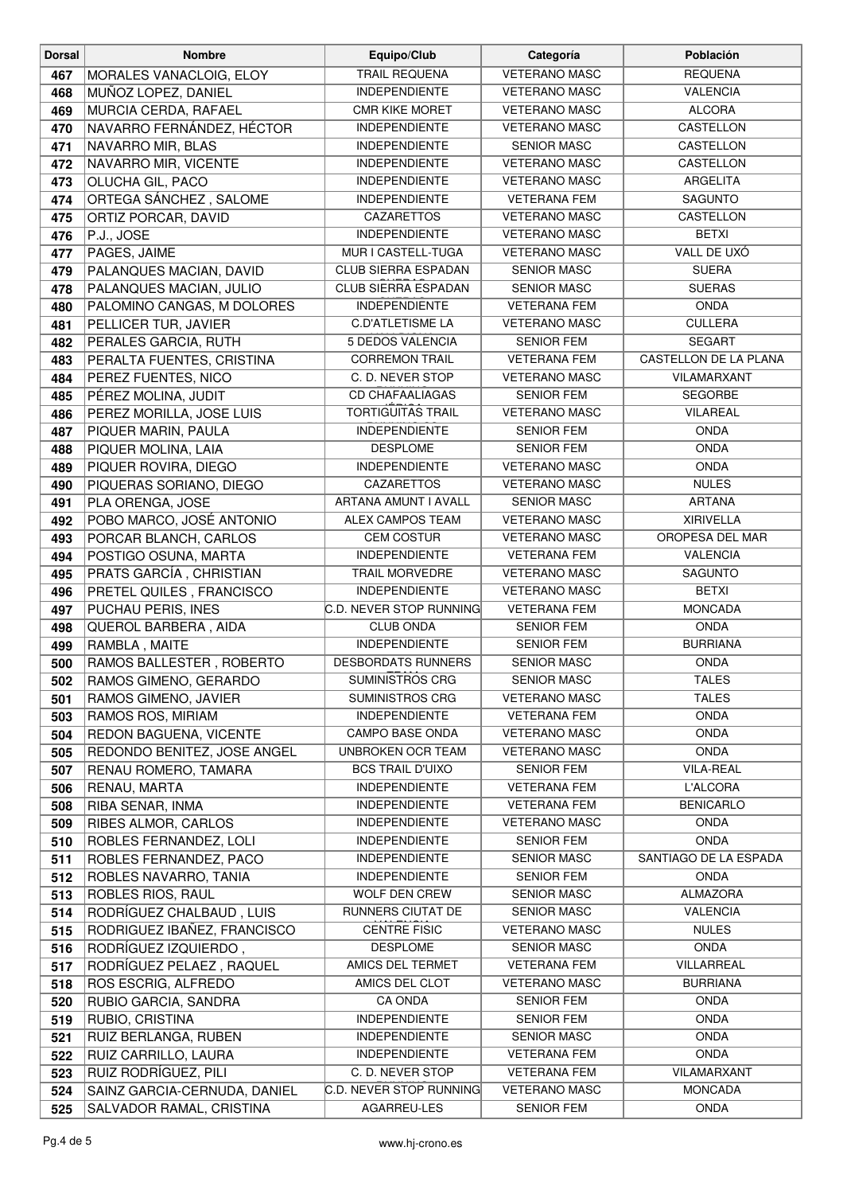| Dorsal | Nombre | Equipo/Club | Categoría | Población |
|---|---|---|---|---|
| 467 | MORALES VANACLOIG, ELOY | TRAIL REQUENA | VETERANO MASC | REQUENA |
| 468 | MUÑOZ LOPEZ, DANIEL | INDEPENDIENTE | VETERANO MASC | VALENCIA |
| 469 | MURCIA CERDA, RAFAEL | CMR KIKE MORET | VETERANO MASC | ALCORA |
| 470 | NAVARRO FERNÁNDEZ, HÉCTOR | INDEPENDIENTE | VETERANO MASC | CASTELLON |
| 471 | NAVARRO MIR, BLAS | INDEPENDIENTE | SENIOR MASC | CASTELLON |
| 472 | NAVARRO MIR, VICENTE | INDEPENDIENTE | VETERANO MASC | CASTELLON |
| 473 | OLUCHA GIL, PACO | INDEPENDIENTE | VETERANO MASC | ARGELITA |
| 474 | ORTEGA SÁNCHEZ , SALOME | INDEPENDIENTE | VETERANA FEM | SAGUNTO |
| 475 | ORTIZ PORCAR, DAVID | CAZARETTOS | VETERANO MASC | CASTELLON |
| 476 | P.J., JOSE | INDEPENDIENTE | VETERANO MASC | BETXI |
| 477 | PAGES, JAIME | MUR I CASTELL-TUGA | VETERANO MASC | VALL DE UXÓ |
| 479 | PALANQUES MACIAN, DAVID | CLUB SIERRA ESPADAN | SENIOR MASC | SUERA |
| 478 | PALANQUES MACIAN, JULIO | CLUB SIERRA ESPADAN | SENIOR MASC | SUERAS |
| 480 | PALOMINO CANGAS, M DOLORES | INDEPENDIENTE | VETERANA FEM | ONDA |
| 481 | PELLICER TUR, JAVIER | C.D'ATLETISME LA | VETERANO MASC | CULLERA |
| 482 | PERALES GARCIA, RUTH | 5 DEDOS VALENCIA | SENIOR FEM | SEGART |
| 483 | PERALTA FUENTES, CRISTINA | CORREMON TRAIL | VETERANA FEM | CASTELLON DE LA PLANA |
| 484 | PEREZ FUENTES, NICO | C. D. NEVER STOP | VETERANO MASC | VILAMARXANT |
| 485 | PÉREZ MOLINA, JUDIT | CD CHAFAALIAGAS | SENIOR FEM | SEGORBE |
| 486 | PEREZ MORILLA, JOSE LUIS | TORTIGUITAS TRAIL | VETERANO MASC | VILAREAL |
| 487 | PIQUER MARIN, PAULA | INDEPENDIENTE | SENIOR FEM | ONDA |
| 488 | PIQUER MOLINA, LAIA | DESPLOME | SENIOR FEM | ONDA |
| 489 | PIQUER ROVIRA, DIEGO | INDEPENDIENTE | VETERANO MASC | ONDA |
| 490 | PIQUERAS SORIANO, DIEGO | CAZARETTOS | VETERANO MASC | NULES |
| 491 | PLA ORENGA, JOSE | ARTANA AMUNT I AVALL | SENIOR MASC | ARTANA |
| 492 | POBO MARCO, JOSÉ ANTONIO | ALEX CAMPOS TEAM | VETERANO MASC | XIRIVELLA |
| 493 | PORCAR BLANCH, CARLOS | CEM COSTUR | VETERANO MASC | OROPESA DEL MAR |
| 494 | POSTIGO OSUNA, MARTA | INDEPENDIENTE | VETERANA FEM | VALENCIA |
| 495 | PRATS GARCÍA , CHRISTIAN | TRAIL MORVEDRE | VETERANO MASC | SAGUNTO |
| 496 | PRETEL QUILES , FRANCISCO | INDEPENDIENTE | VETERANO MASC | BETXI |
| 497 | PUCHAU PERIS, INES | C.D. NEVER STOP RUNNING | VETERANA FEM | MONCADA |
| 498 | QUEROL BARBERA , AIDA | CLUB ONDA | SENIOR FEM | ONDA |
| 499 | RAMBLA , MAITE | INDEPENDIENTE | SENIOR FEM | BURRIANA |
| 500 | RAMOS BALLESTER , ROBERTO | DESBORDATS RUNNERS | SENIOR MASC | ONDA |
| 502 | RAMOS GIMENO, GERARDO | SUMINISTROS CRG | SENIOR MASC | TALES |
| 501 | RAMOS GIMENO, JAVIER | SUMINISTROS CRG | VETERANO MASC | TALES |
| 503 | RAMOS ROS, MIRIAM | INDEPENDIENTE | VETERANA FEM | ONDA |
| 504 | REDON BAGUENA, VICENTE | CAMPO BASE ONDA | VETERANO MASC | ONDA |
| 505 | REDONDO BENITEZ, JOSE ANGEL | UNBROKEN OCR TEAM | VETERANO MASC | ONDA |
| 507 | RENAU ROMERO, TAMARA | BCS TRAIL D'UIXO | SENIOR FEM | VILA-REAL |
| 506 | RENAU, MARTA | INDEPENDIENTE | VETERANA FEM | L'ALCORA |
| 508 | RIBA SENAR, INMA | INDEPENDIENTE | VETERANA FEM | BENICARLO |
| 509 | RIBES ALMOR, CARLOS | INDEPENDIENTE | VETERANO MASC | ONDA |
| 510 | ROBLES FERNANDEZ, LOLI | INDEPENDIENTE | SENIOR FEM | ONDA |
| 511 | ROBLES FERNANDEZ, PACO | INDEPENDIENTE | SENIOR MASC | SANTIAGO DE LA ESPADA |
| 512 | ROBLES NAVARRO, TANIA | INDEPENDIENTE | SENIOR FEM | ONDA |
| 513 | ROBLES RIOS, RAUL | WOLF DEN CREW | SENIOR MASC | ALMAZORA |
| 514 | RODRÍGUEZ CHALBAUD , LUIS | RUNNERS CIUTAT DE | SENIOR MASC | VALENCIA |
| 515 | RODRIGUEZ IBAÑEZ, FRANCISCO | CENTRE FISIC | VETERANO MASC | NULES |
| 516 | RODRÍGUEZ IZQUIERDO , | DESPLOME | SENIOR MASC | ONDA |
| 517 | RODRÍGUEZ PELAEZ , RAQUEL | AMICS DEL TERMET | VETERANA FEM | VILLARREAL |
| 518 | ROS ESCRIG, ALFREDO | AMICS DEL CLOT | VETERANO MASC | BURRIANA |
| 520 | RUBIO GARCIA, SANDRA | CA ONDA | SENIOR FEM | ONDA |
| 519 | RUBIO, CRISTINA | INDEPENDIENTE | SENIOR FEM | ONDA |
| 521 | RUIZ BERLANGA, RUBEN | INDEPENDIENTE | SENIOR MASC | ONDA |
| 522 | RUIZ CARRILLO, LAURA | INDEPENDIENTE | VETERANA FEM | ONDA |
| 523 | RUIZ RODRÍGUEZ, PILI | C. D. NEVER STOP | VETERANA FEM | VILAMARXANT |
| 524 | SAINZ GARCIA-CERNUDA, DANIEL | C.D. NEVER STOP RUNNING | VETERANO MASC | MONCADA |
| 525 | SALVADOR RAMAL, CRISTINA | AGARREU-LES | SENIOR FEM | ONDA |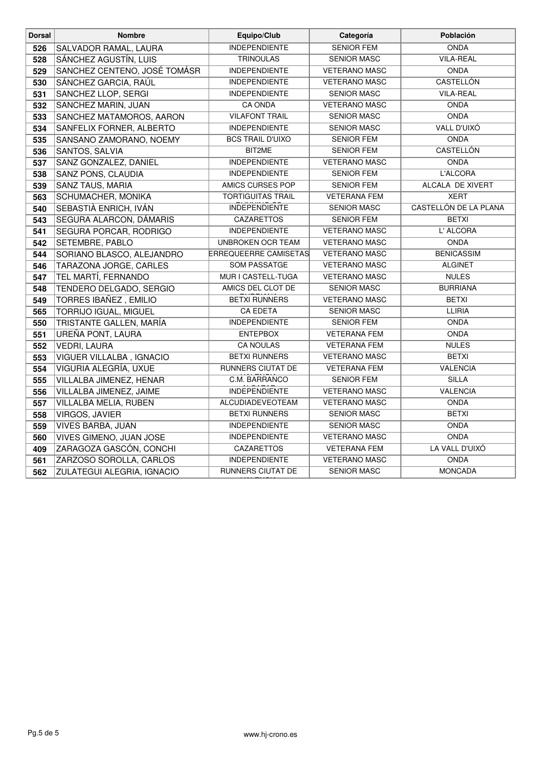| Dorsal | Nombre | Equipo/Club | Categoría | Población |
|---|---|---|---|---|
| 526 | SALVADOR RAMAL, LAURA | INDEPENDIENTE | SENIOR FEM | ONDA |
| 528 | SÁNCHEZ AGUSTÍN, LUIS | TRINOULAS | SENIOR MASC | VILA-REAL |
| 529 | SANCHEZ CENTENO, JOSÉ TOMÁSR | INDEPENDIENTE | VETERANO MASC | ONDA |
| 530 | SÁNCHEZ GARCIA, RAÚL | INDEPENDIENTE | VETERANO MASC | CASTELLÓN |
| 531 | SANCHEZ LLOP, SERGI | INDEPENDIENTE | SENIOR MASC | VILA-REAL |
| 532 | SANCHEZ MARIN, JUAN | CA ONDA | VETERANO MASC | ONDA |
| 533 | SANCHEZ MATAMOROS, AARON | VILAFONT TRAIL | SENIOR MASC | ONDA |
| 534 | SANFELIX FORNER, ALBERTO | INDEPENDIENTE | SENIOR MASC | VALL D'UIXÓ |
| 535 | SANSANO ZAMORANO, NOEMY | BCS TRAIL D'UIXO | SENIOR FEM | ONDA |
| 536 | SANTOS, SALVIA | BIT2ME | SENIOR FEM | CASTELLÓN |
| 537 | SANZ GONZALEZ, DANIEL | INDEPENDIENTE | VETERANO MASC | ONDA |
| 538 | SANZ PONS, CLAUDIA | INDEPENDIENTE | SENIOR FEM | L'ALCORA |
| 539 | SANZ TAUS, MARIA | AMICS CURSES POP | SENIOR FEM | ALCALA DE XIVERT |
| 563 | SCHUMACHER, MONIKA | TORTIGUITAS TRAIL | VETERANA FEM | XERT |
| 540 | SEBASTIÀ ENRICH, IVÁN | INDEPENDIENTE | SENIOR MASC | CASTELLÓN DE LA PLANA |
| 543 | SEGURA ALARCON, DÁMARIS | CAZARETTOS | SENIOR FEM | BETXI |
| 541 | SEGURA PORCAR, RODRIGO | INDEPENDIENTE | VETERANO MASC | L' ALCORA |
| 542 | SETEMBRE, PABLO | UNBROKEN OCR TEAM | VETERANO MASC | ONDA |
| 544 | SORIANO BLASCO, ALEJANDRO | ERREQUEERRE CAMISETAS | VETERANO MASC | BENICASSIM |
| 546 | TARAZONA JORGE, CARLES | SOM PASSATGE | VETERANO MASC | ALGINET |
| 547 | TEL MARTÍ, FERNANDO | MUR I CASTELL-TUGA | VETERANO MASC | NULES |
| 548 | TENDERO DELGADO, SERGIO | AMICS DEL CLOT DE | SENIOR MASC | BURRIANA |
| 549 | TORRES IBAÑEZ , EMILIO | BETXI RUNNERS | VETERANO MASC | BETXI |
| 565 | TORRIJO IGUAL, MIGUEL | CA EDETA | SENIOR MASC | LLIRIA |
| 550 | TRISTANTE GALLEN, MARÍA | INDEPENDIENTE | SENIOR FEM | ONDA |
| 551 | UREÑA PONT, LAURA | ENTEPBOX | VETERANA FEM | ONDA |
| 552 | VEDRI, LAURA | CA NOULAS | VETERANA FEM | NULES |
| 553 | VIGUER VILLALBA , IGNACIO | BETXI RUNNERS | VETERANO MASC | BETXI |
| 554 | VIGURIA ALEGRÍA, UXUE | RUNNERS CIUTAT DE | VETERANA FEM | VALENCIA |
| 555 | VILLALBA JIMENEZ, HENAR | C.M. BARRANCO | SENIOR FEM | SILLA |
| 556 | VILLALBA JIMENEZ, JAIME | INDEPENDIENTE | VETERANO MASC | VALENCIA |
| 557 | VILLALBA MELIA, RUBEN | ALCUDIADEVEOTEAM | VETERANO MASC | ONDA |
| 558 | VIRGOS, JAVIER | BETXI RUNNERS | SENIOR MASC | BETXI |
| 559 | VIVES BARBA, JUAN | INDEPENDIENTE | SENIOR MASC | ONDA |
| 560 | VIVES GIMENO, JUAN JOSE | INDEPENDIENTE | VETERANO MASC | ONDA |
| 409 | ZARAGOZA GASCÓN, CONCHI | CAZARETTOS | VETERANA FEM | LA VALL D'UIXÓ |
| 561 | ZARZOSO SOROLLA, CARLOS | INDEPENDIENTE | VETERANO MASC | ONDA |
| 562 | ZULATEGUI ALEGRIA, IGNACIO | RUNNERS CIUTAT DE | SENIOR MASC | MONCADA |

www.hj-crono.es